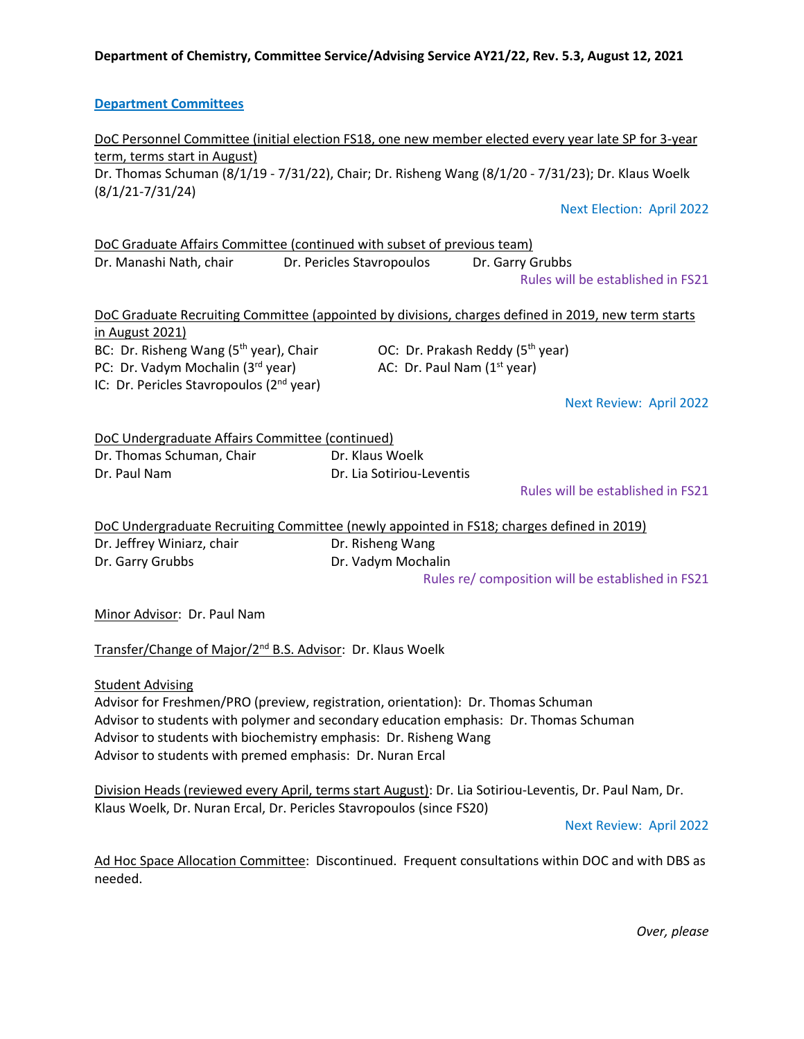**Department of Chemistry, Committee Service/Advising Service AY21/22, Rev. 5.3, August 12, 2021**

## Department Committees

DoC Personnel Committee (initial election FS18, one new member elected every year late SP for 3-year term, terms start in August)
Dr. Thomas Schuman (8/1/19 - 7/31/22), Chair; Dr. Risheng Wang (8/1/20 - 7/31/23); Dr. Klaus Woelk (8/1/21-7/31/24)

Next Election: April 2022

DoC Graduate Affairs Committee (continued with subset of previous team)
Dr. Manashi Nath, chair
Dr. Pericles Stavropoulos
Dr. Garry Grubbs

Rules will be established in FS21

DoC Graduate Recruiting Committee (appointed by divisions, charges defined in 2019, new term starts in August 2021)
BC: Dr. Risheng Wang (5th year), Chair
OC: Dr. Prakash Reddy (5th year)
PC: Dr. Vadym Mochalin (3rd year)
AC: Dr. Paul Nam (1st year)
IC: Dr. Pericles Stavropoulos (2nd year)

Next Review: April 2022

DoC Undergraduate Affairs Committee (continued)
Dr. Thomas Schuman, Chair
Dr. Klaus Woelk
Dr. Paul Nam
Dr. Lia Sotiriou-Leventis

Rules will be established in FS21

DoC Undergraduate Recruiting Committee (newly appointed in FS18; charges defined in 2019)
Dr. Jeffrey Winiarz, chair
Dr. Risheng Wang
Dr. Garry Grubbs
Dr. Vadym Mochalin

Rules re/ composition will be established in FS21

Minor Advisor: Dr. Paul Nam

Transfer/Change of Major/2nd B.S. Advisor: Dr. Klaus Woelk

Student Advising
Advisor for Freshmen/PRO (preview, registration, orientation): Dr. Thomas Schuman
Advisor to students with polymer and secondary education emphasis: Dr. Thomas Schuman
Advisor to students with biochemistry emphasis: Dr. Risheng Wang
Advisor to students with premed emphasis: Dr. Nuran Ercal

Division Heads (reviewed every April, terms start August): Dr. Lia Sotiriou-Leventis, Dr. Paul Nam, Dr. Klaus Woelk, Dr. Nuran Ercal, Dr. Pericles Stavropoulos (since FS20)

Next Review: April 2022

Ad Hoc Space Allocation Committee: Discontinued. Frequent consultations within DOC and with DBS as needed.

*Over, please*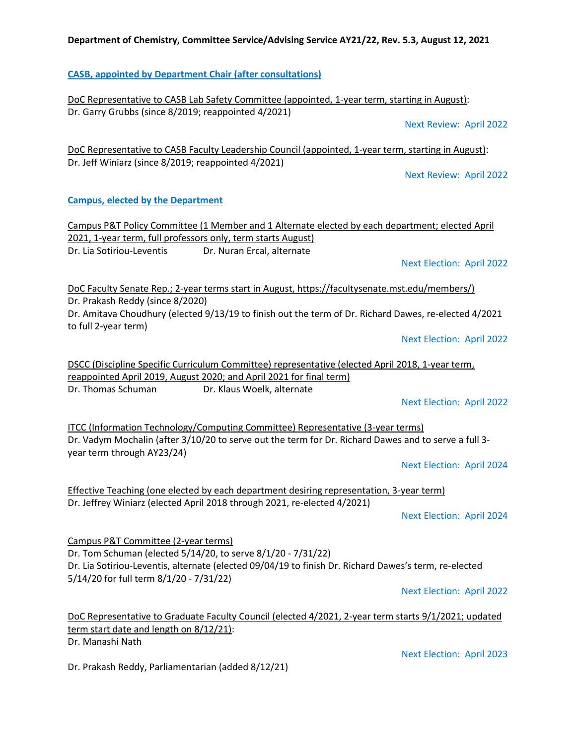**Department of Chemistry, Committee Service/Advising Service AY21/22, Rev. 5.3, August 12, 2021**

## CASB, appointed by Department Chair (after consultations)

DoC Representative to CASB Lab Safety Committee (appointed, 1-year term, starting in August):
Dr. Garry Grubbs (since 8/2019; reappointed 4/2021)

Next Review: April 2022

DoC Representative to CASB Faculty Leadership Council (appointed, 1-year term, starting in August):
Dr. Jeff Winiarz (since 8/2019; reappointed 4/2021)

Next Review: April 2022

## Campus, elected by the Department

Campus P&T Policy Committee (1 Member and 1 Alternate elected by each department; elected April 2021, 1-year term, full professors only, term starts August)
Dr. Lia Sotiriou-Leventis Dr. Nuran Ercal, alternate

Next Election: April 2022

DoC Faculty Senate Rep.; 2-year terms start in August, https://facultysenate.mst.edu/members/)
Dr. Prakash Reddy (since 8/2020)
Dr. Amitava Choudhury (elected 9/13/19 to finish out the term of Dr. Richard Dawes, re-elected 4/2021 to full 2-year term)

Next Election: April 2022

DSCC (Discipline Specific Curriculum Committee) representative (elected April 2018, 1-year term, reappointed April 2019, August 2020; and April 2021 for final term)
Dr. Thomas Schuman Dr. Klaus Woelk, alternate

Next Election: April 2022

ITCC (Information Technology/Computing Committee) Representative (3-year terms)
Dr. Vadym Mochalin (after 3/10/20 to serve out the term for Dr. Richard Dawes and to serve a full 3-year term through AY23/24)

Next Election: April 2024

Effective Teaching (one elected by each department desiring representation, 3-year term)
Dr. Jeffrey Winiarz (elected April 2018 through 2021, re-elected 4/2021)

Next Election: April 2024

Campus P&T Committee (2-year terms)
Dr. Tom Schuman (elected 5/14/20, to serve 8/1/20 - 7/31/22)
Dr. Lia Sotiriou-Leventis, alternate (elected 09/04/19 to finish Dr. Richard Dawes's term, re-elected 5/14/20 for full term 8/1/20 - 7/31/22)

Next Election: April 2022

DoC Representative to Graduate Faculty Council (elected 4/2021, 2-year term starts 9/1/2021; updated term start date and length on 8/12/21):
Dr. Manashi Nath

Next Election: April 2023

Dr. Prakash Reddy, Parliamentarian (added 8/12/21)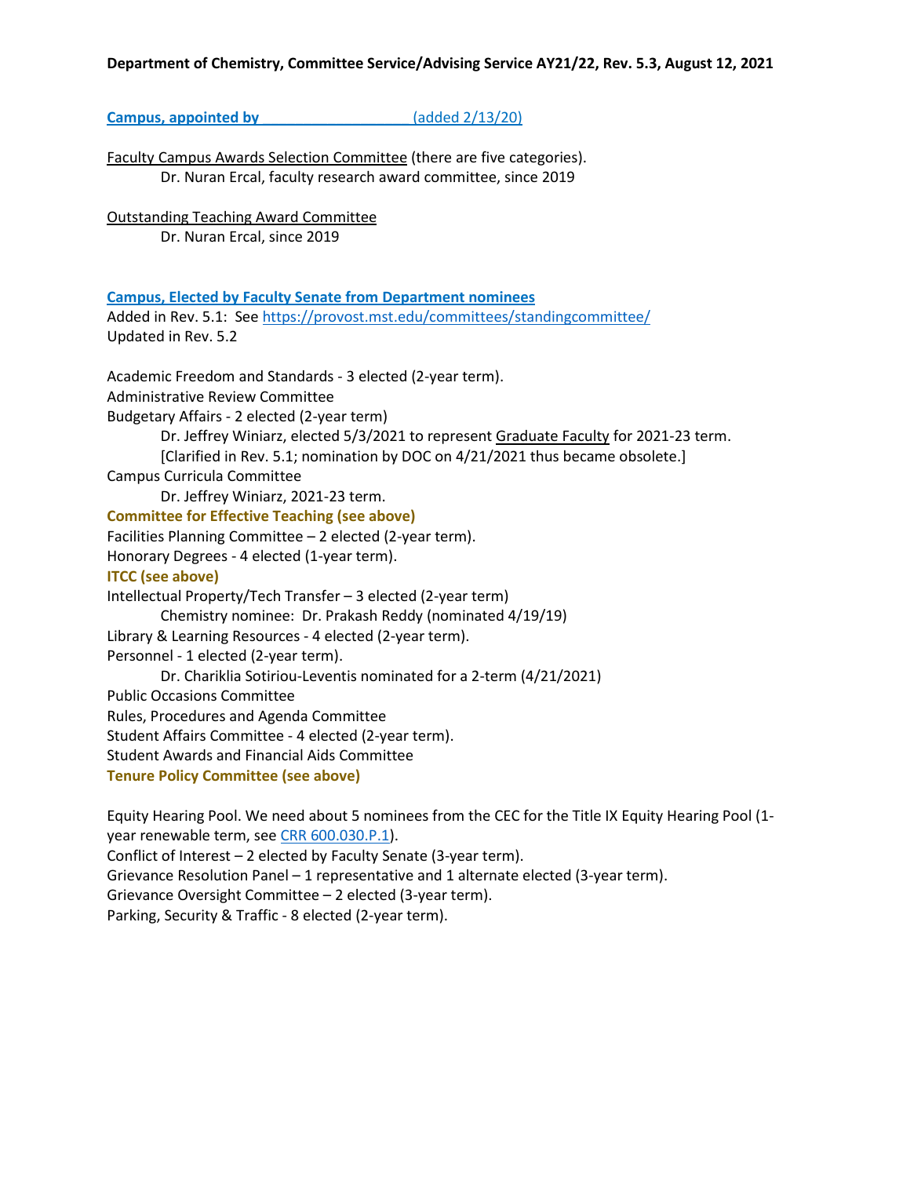**Department of Chemistry, Committee Service/Advising Service AY21/22, Rev. 5.3, August 12, 2021**

**Campus, appointed by ___________________** (added 2/13/20)

Faculty Campus Awards Selection Committee (there are five categories).
Dr. Nuran Ercal, faculty research award committee, since 2019

Outstanding Teaching Award Committee
Dr. Nuran Ercal, since 2019

**Campus, Elected by Faculty Senate from Department nominees**
Added in Rev. 5.1: See https://provost.mst.edu/committees/standingcommittee/
Updated in Rev. 5.2

Academic Freedom and Standards - 3 elected (2-year term).
Administrative Review Committee
Budgetary Affairs - 2 elected (2-year term)
Dr. Jeffrey Winiarz, elected 5/3/2021 to represent Graduate Faculty for 2021-23 term.
[Clarified in Rev. 5.1; nomination by DOC on 4/21/2021 thus became obsolete.]
Campus Curricula Committee
Dr. Jeffrey Winiarz, 2021-23 term.
**Committee for Effective Teaching (see above)**
Facilities Planning Committee – 2 elected (2-year term).
Honorary Degrees - 4 elected (1-year term).
**ITCC (see above)**
Intellectual Property/Tech Transfer – 3 elected (2-year term)
Chemistry nominee: Dr. Prakash Reddy (nominated 4/19/19)
Library & Learning Resources - 4 elected (2-year term).
Personnel - 1 elected (2-year term).
Dr. Chariklia Sotiriou-Leventis nominated for a 2-term (4/21/2021)
Public Occasions Committee
Rules, Procedures and Agenda Committee
Student Affairs Committee - 4 elected (2-year term).
Student Awards and Financial Aids Committee
**Tenure Policy Committee (see above)**

Equity Hearing Pool. We need about 5 nominees from the CEC for the Title IX Equity Hearing Pool (1-year renewable term, see CRR 600.030.P.1).
Conflict of Interest – 2 elected by Faculty Senate (3-year term).
Grievance Resolution Panel – 1 representative and 1 alternate elected (3-year term).
Grievance Oversight Committee – 2 elected (3-year term).
Parking, Security & Traffic - 8 elected (2-year term).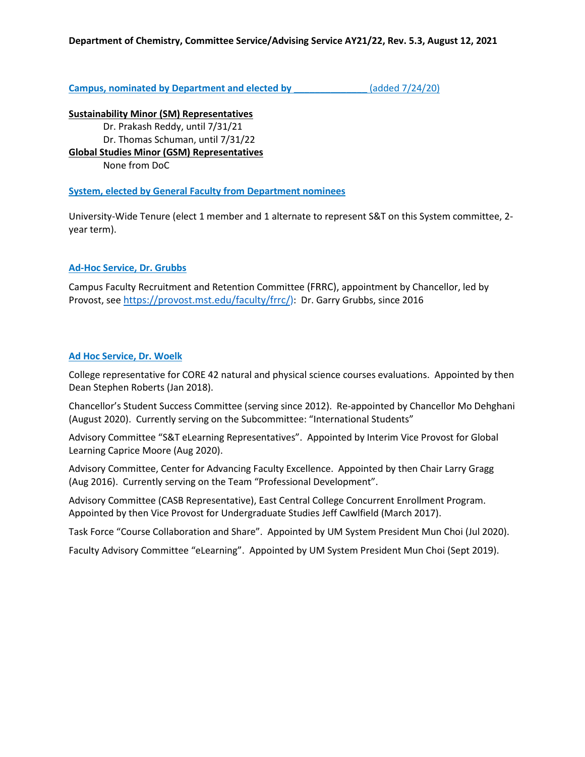**Campus, nominated by Department and elected by ______________ (added 7/24/20)**

**Sustainability Minor (SM) Representatives**

Dr. Prakash Reddy, until 7/31/21
Dr. Thomas Schuman, until 7/31/22

**Global Studies Minor (GSM) Representatives**

None from DoC

**System, elected by General Faculty from Department nominees**

University-Wide Tenure (elect 1 member and 1 alternate to represent S&T on this System committee, 2-year term).

**Ad-Hoc Service, Dr. Grubbs**

Campus Faculty Recruitment and Retention Committee (FRRC), appointment by Chancellor, led by Provost, see https://provost.mst.edu/faculty/frrc/): Dr. Garry Grubbs, since 2016

**Ad Hoc Service, Dr. Woelk**

College representative for CORE 42 natural and physical science courses evaluations. Appointed by then Dean Stephen Roberts (Jan 2018).

Chancellor's Student Success Committee (serving since 2012). Re-appointed by Chancellor Mo Dehghani (August 2020). Currently serving on the Subcommittee: "International Students"

Advisory Committee "S&T eLearning Representatives". Appointed by Interim Vice Provost for Global Learning Caprice Moore (Aug 2020).

Advisory Committee, Center for Advancing Faculty Excellence. Appointed by then Chair Larry Gragg (Aug 2016). Currently serving on the Team "Professional Development".

Advisory Committee (CASB Representative), East Central College Concurrent Enrollment Program. Appointed by then Vice Provost for Undergraduate Studies Jeff Cawlfield (March 2017).

Task Force "Course Collaboration and Share". Appointed by UM System President Mun Choi (Jul 2020).

Faculty Advisory Committee "eLearning". Appointed by UM System President Mun Choi (Sept 2019).